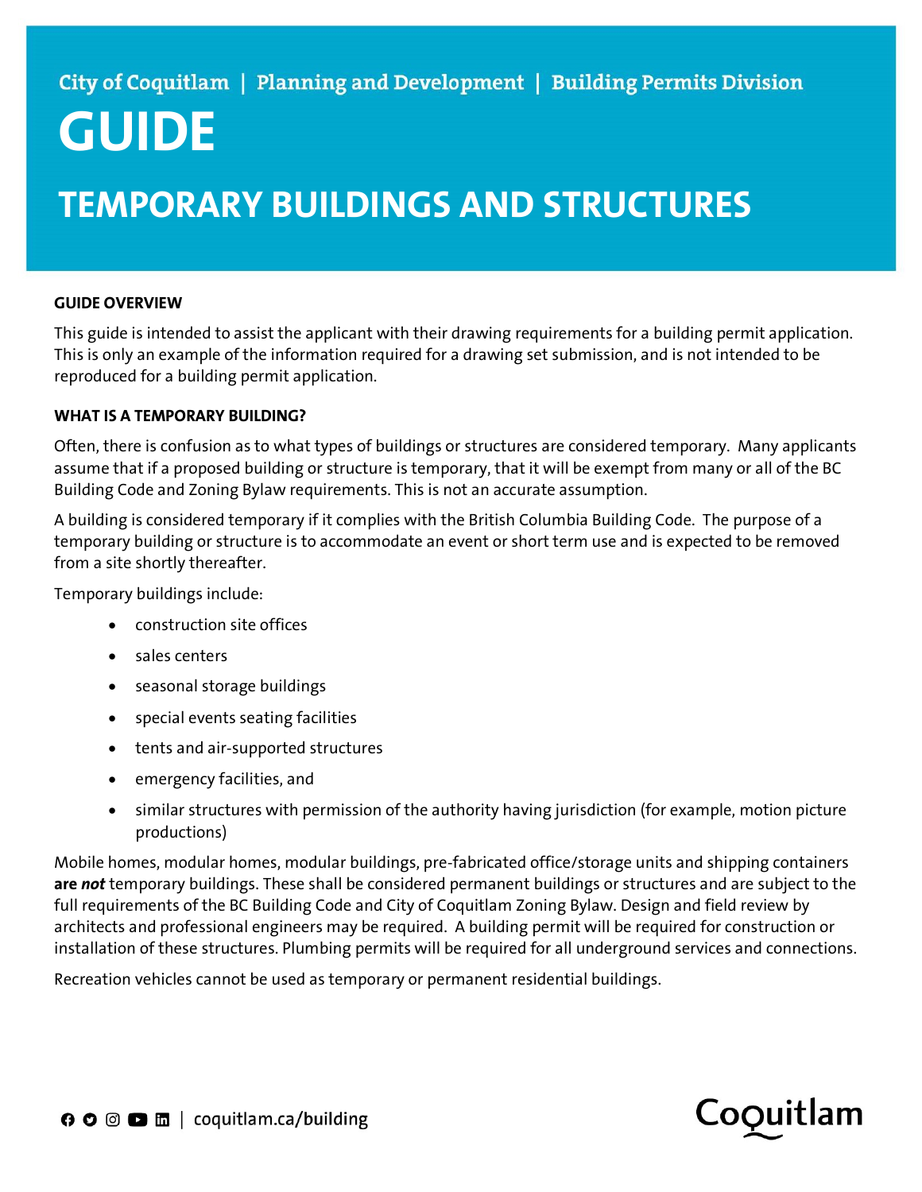City of Coquitlam | Planning and Development | Building Permits Division

# GUIDE

## TEMPORARY BUILDINGS AND STRUCTURES

### GUIDE OVERVIEW

This guide is intended to assist the applicant with their drawing requirements for a building permit application. This is only an example of the information required for a drawing set submission, and is not intended to be reproduced for a building permit application.

### WHAT IS A TEMPORARY BUILDING?

Often, there is confusion as to what types of buildings or structures are considered temporary. Many applicants assume that if a proposed building or structure is temporary, that it will be exempt from many or all of the BC Building Code and Zoning Bylaw requirements. This is not an accurate assumption.

A building is considered temporary if it complies with the British Columbia Building Code. The purpose of a temporary building or structure is to accommodate an event or short term use and is expected to be removed from a site shortly thereafter.

Temporary buildings include:

- construction site offices
- sales centers
- seasonal storage buildings
- special events seating facilities
- tents and air-supported structures
- emergency facilities, and
- similar structures with permission of the authority having jurisdiction (for example, motion picture productions)

Mobile homes, modular homes, modular buildings, pre-fabricated office/storage units and shipping containers **are *not*** temporary buildings. These shall be considered permanent buildings or structures and are subject to the full requirements of the BC Building Code and City of Coquitlam Zoning Bylaw. Design and field review by architects and professional engineers may be required. A building permit will be required for construction or installation of these structures. Plumbing permits will be required for all underground services and connections.

Recreation vehicles cannot be used as temporary or permanent residential buildings.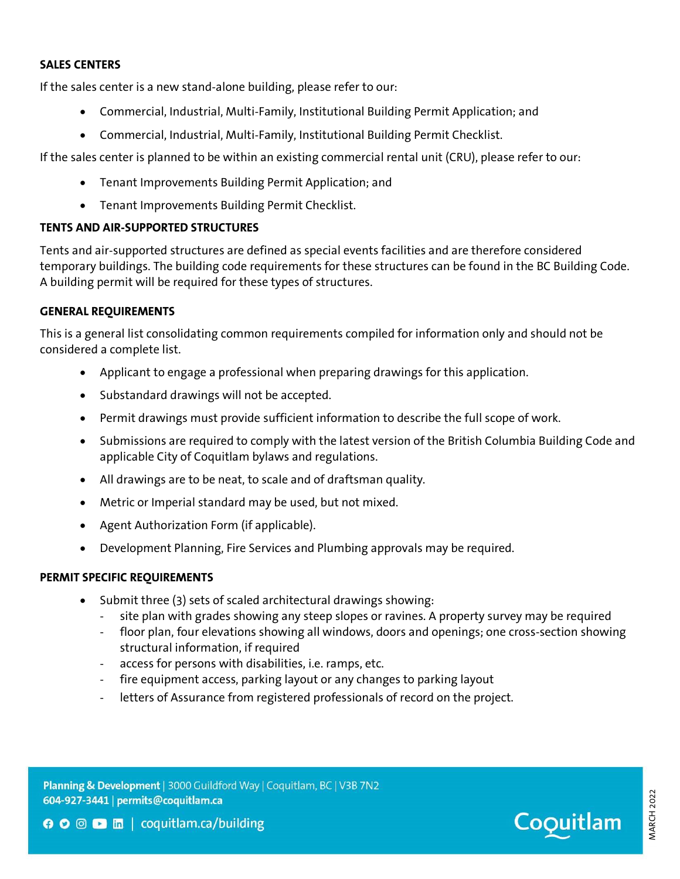## SALES CENTERS

If the sales center is a new stand-alone building, please refer to our:

- Commercial, Industrial, Multi-Family, Institutional Building Permit Application; and
- Commercial, Industrial, Multi-Family, Institutional Building Permit Checklist.

If the sales center is planned to be within an existing commercial rental unit (CRU), please refer to our:

- Tenant Improvements Building Permit Application; and
- Tenant Improvements Building Permit Checklist.

## TENTS AND AIR-SUPPORTED STRUCTURES

Tents and air-supported structures are defined as special events facilities and are therefore considered temporary buildings. The building code requirements for these structures can be found in the BC Building Code. A building permit will be required for these types of structures.

## GENERAL REQUIREMENTS

This is a general list consolidating common requirements compiled for information only and should not be considered a complete list.

- Applicant to engage a professional when preparing drawings for this application.
- Substandard drawings will not be accepted.
- Permit drawings must provide sufficient information to describe the full scope of work.
- Submissions are required to comply with the latest version of the British Columbia Building Code and applicable City of Coquitlam bylaws and regulations.
- All drawings are to be neat, to scale and of draftsman quality.
- Metric or Imperial standard may be used, but not mixed.
- Agent Authorization Form (if applicable).
- Development Planning, Fire Services and Plumbing approvals may be required.

## PERMIT SPECIFIC REQUIREMENTS

- Submit three (3) sets of scaled architectural drawings showing:
  - site plan with grades showing any steep slopes or ravines. A property survey may be required
  - floor plan, four elevations showing all windows, doors and openings; one cross-section showing structural information, if required
  - access for persons with disabilities, i.e. ramps, etc.
  - fire equipment access, parking layout or any changes to parking layout
  - letters of Assurance from registered professionals of record on the project.

**Planning & Development** | 3000 Guildford Way | Coquitlam, BC | V3B 7N2
**604-927-3441** | **permits@coquitlam.ca**
coquitlam.ca/building

MARCH 2022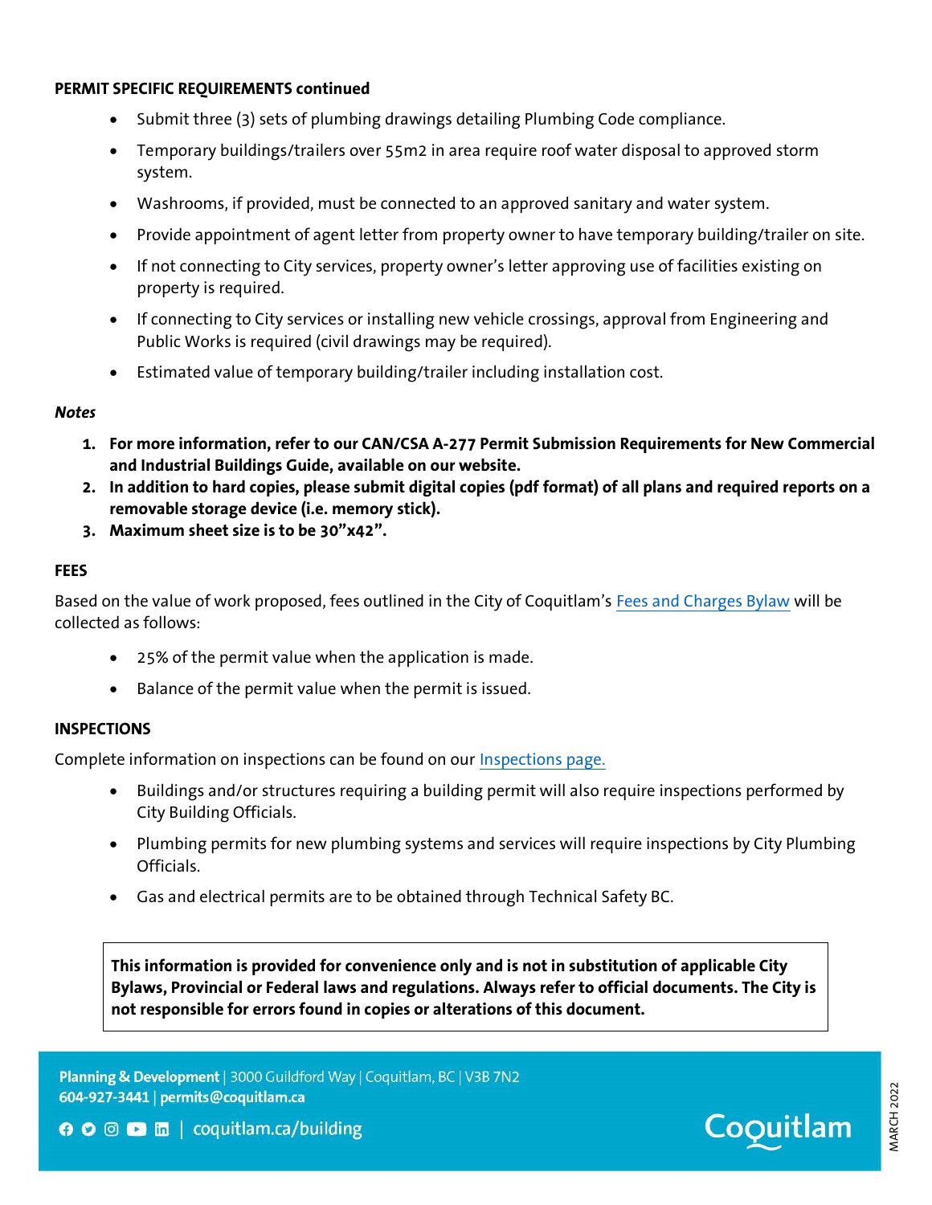**PERMIT SPECIFIC REQUIREMENTS continued**

- Submit three (3) sets of plumbing drawings detailing Plumbing Code compliance.
- Temporary buildings/trailers over 55m2 in area require roof water disposal to approved storm system.
- Washrooms, if provided, must be connected to an approved sanitary and water system.
- Provide appointment of agent letter from property owner to have temporary building/trailer on site.
- If not connecting to City services, property owner's letter approving use of facilities existing on property is required.
- If connecting to City services or installing new vehicle crossings, approval from Engineering and Public Works is required (civil drawings may be required).
- Estimated value of temporary building/trailer including installation cost.

***Notes***

1. **For more information, refer to our CAN/CSA A-277 Permit Submission Requirements for New Commercial and Industrial Buildings Guide, available on our website.**
2. **In addition to hard copies, please submit digital copies (pdf format) of all plans and required reports on a removable storage device (i.e. memory stick).**
3. **Maximum sheet size is to be 30"x42".**

**FEES**

Based on the value of work proposed, fees outlined in the City of Coquitlam's Fees and Charges Bylaw will be collected as follows:

- 25% of the permit value when the application is made.
- Balance of the permit value when the permit is issued.

**INSPECTIONS**

Complete information on inspections can be found on our Inspections page.

- Buildings and/or structures requiring a building permit will also require inspections performed by City Building Officials.
- Plumbing permits for new plumbing systems and services will require inspections by City Plumbing Officials.
- Gas and electrical permits are to be obtained through Technical Safety BC.

**This information is provided for convenience only and is not in substitution of applicable City Bylaws, Provincial or Federal laws and regulations. Always refer to official documents. The City is not responsible for errors found in copies or alterations of this document.**

**Planning & Development** | 3000 Guildford Way | Coquitlam, BC | V3B 7N2
**604-927-3441** | **permits@coquitlam.ca**
coquitlam.ca/building

Coquitlam

MARCH 2022